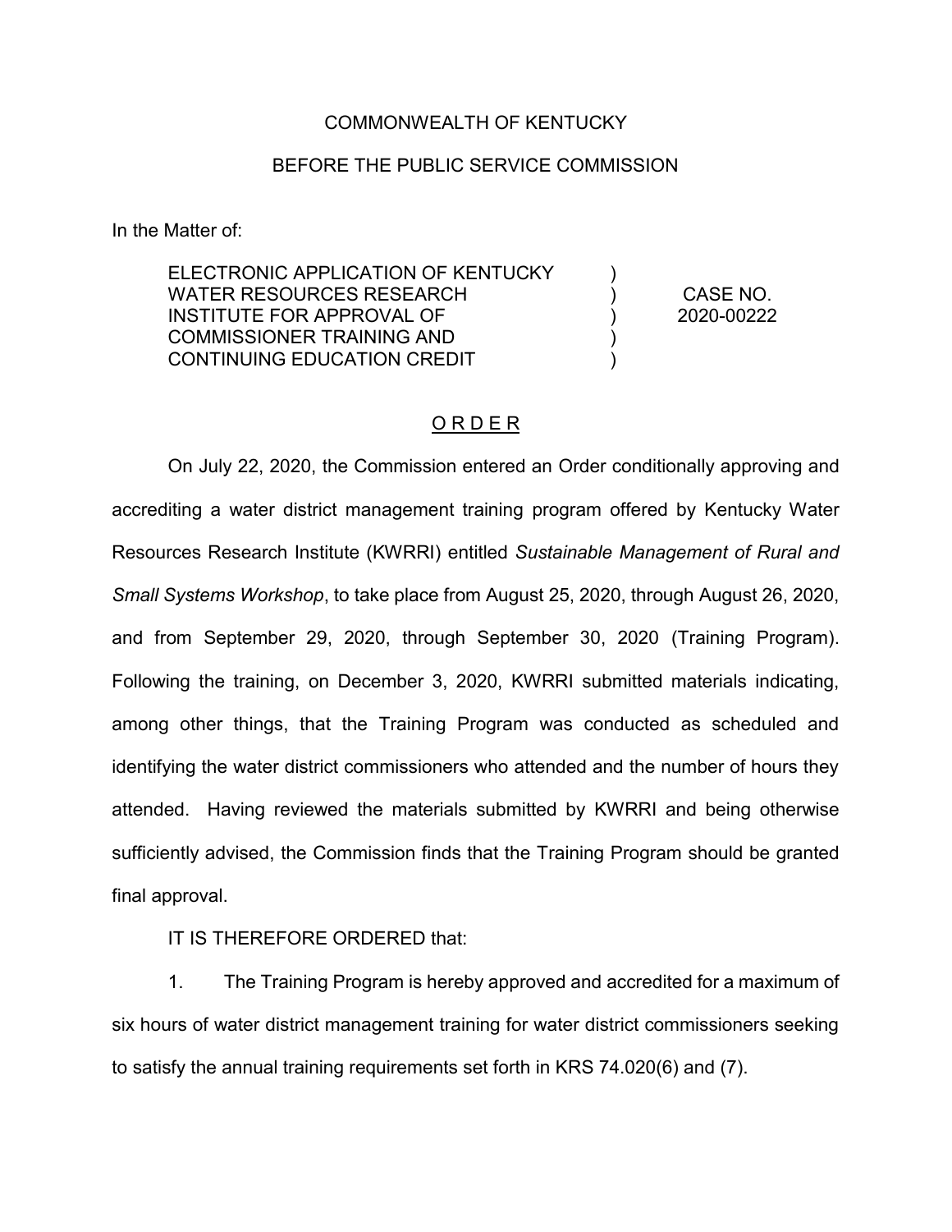COMMONWEALTH OF KENTUCKY

BEFORE THE PUBLIC SERVICE COMMISSION

In the Matter of:

| | | |
|---|---|---|
| ELECTRONIC APPLICATION OF KENTUCKY WATER RESOURCES RESEARCH INSTITUTE FOR APPROVAL OF COMMISSIONER TRAINING AND CONTINUING EDUCATION CREDIT | ) ) ) ) ) | CASE NO. 2020-00222 |

<u>O R D E R</u>

On July 22, 2020, the Commission entered an Order conditionally approving and accrediting a water district management training program offered by Kentucky Water Resources Research Institute (KWRRI) entitled *Sustainable Management of Rural and Small Systems Workshop*, to take place from August 25, 2020, through August 26, 2020, and from September 29, 2020, through September 30, 2020 (Training Program). Following the training, on December 3, 2020, KWRRI submitted materials indicating, among other things, that the Training Program was conducted as scheduled and identifying the water district commissioners who attended and the number of hours they attended. Having reviewed the materials submitted by KWRRI and being otherwise sufficiently advised, the Commission finds that the Training Program should be granted final approval.

IT IS THEREFORE ORDERED that:

1. The Training Program is hereby approved and accredited for a maximum of six hours of water district management training for water district commissioners seeking to satisfy the annual training requirements set forth in KRS 74.020(6) and (7).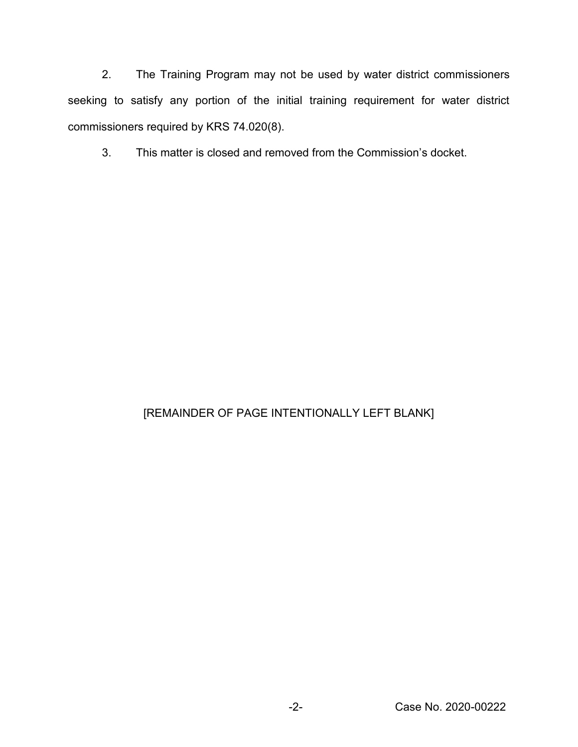2. The Training Program may not be used by water district commissioners seeking to satisfy any portion of the initial training requirement for water district commissioners required by KRS 74.020(8).

3. This matter is closed and removed from the Commission's docket.

[REMAINDER OF PAGE INTENTIONALLY LEFT BLANK]

Case No. 2020-00222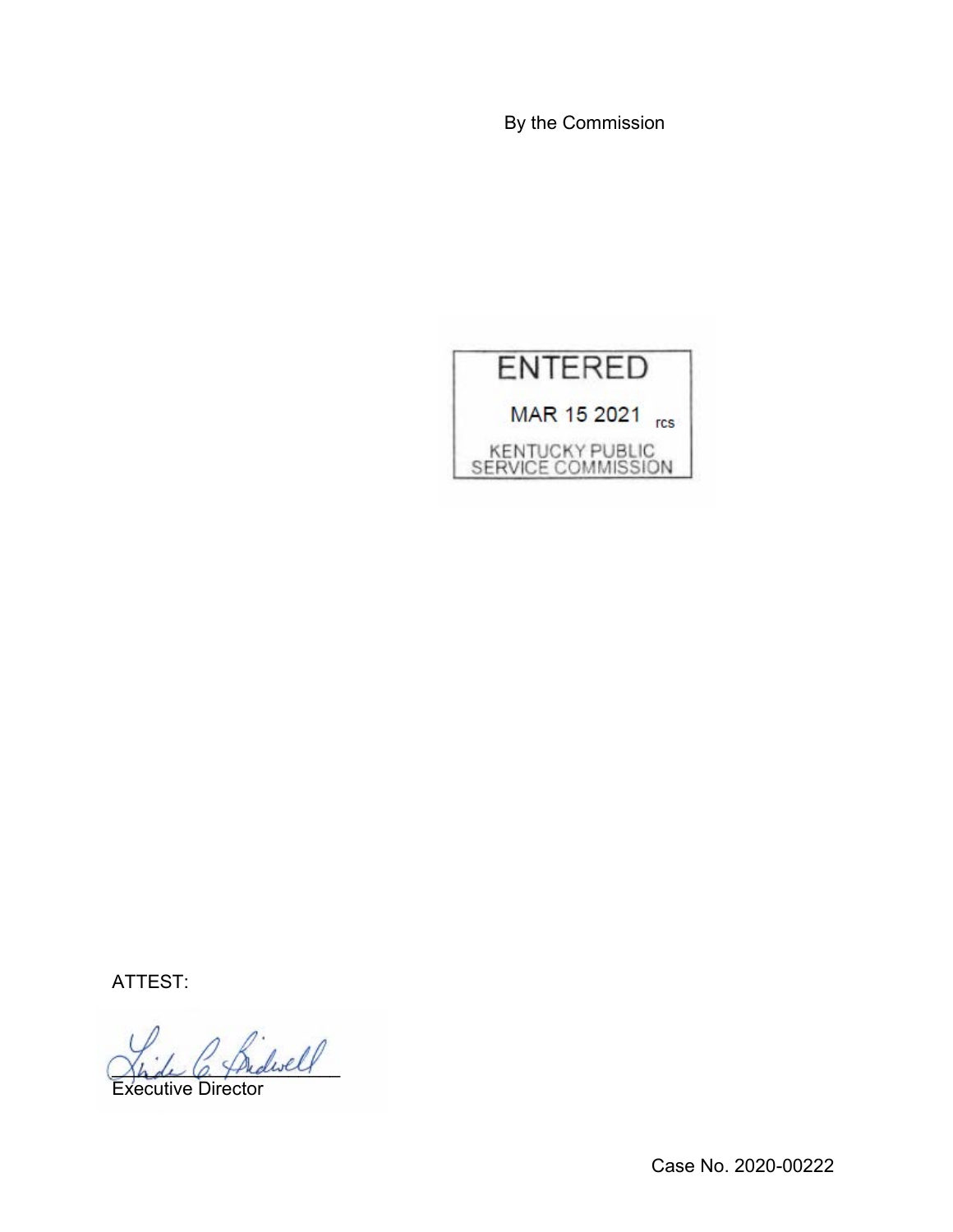By the Commission

ENTERED

MAR 15 2021 rcs

KENTUCKY PUBLIC SERVICE COMMISSION

ATTEST:

Executive Director

Case No. 2020-00222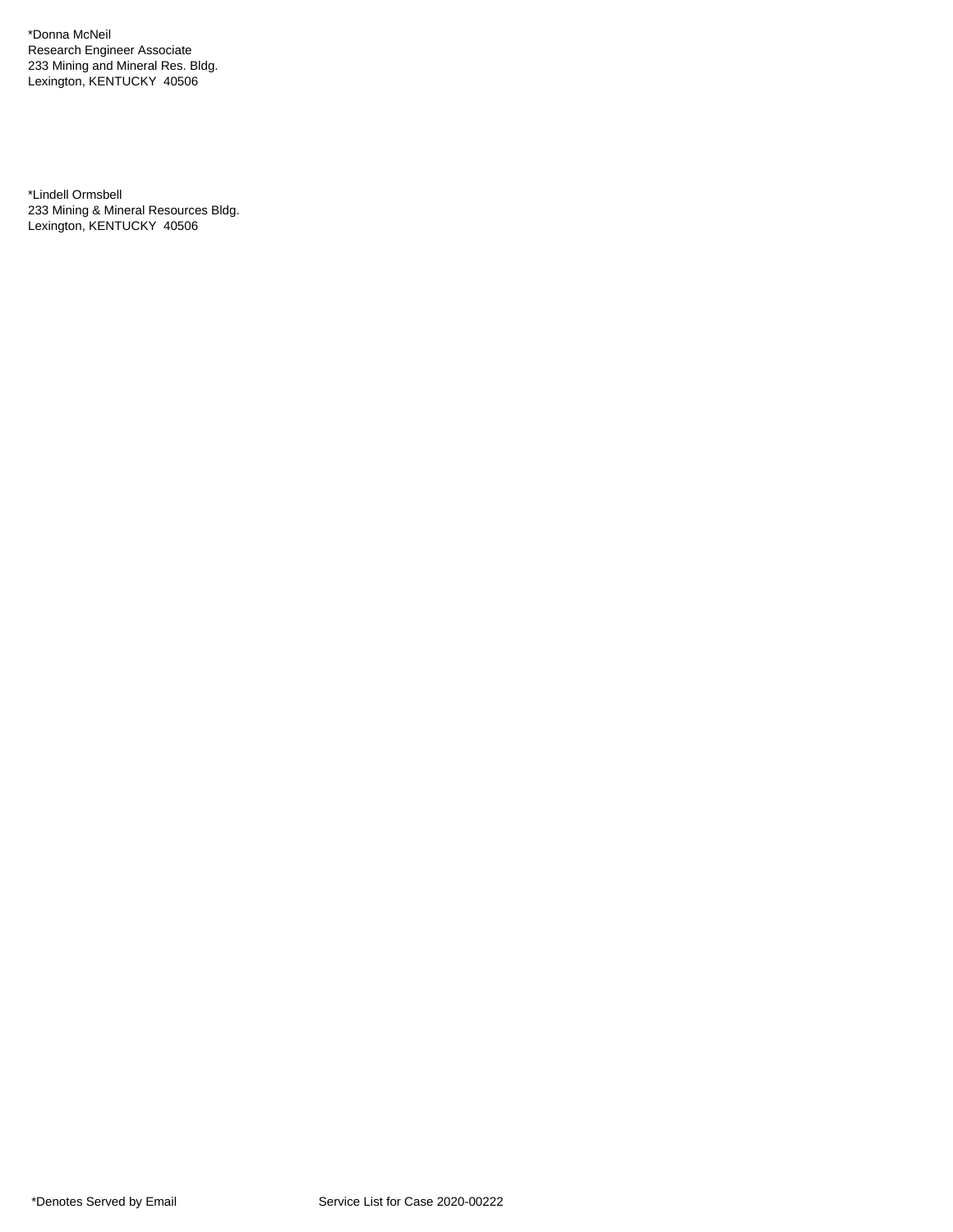*Donna McNeil
Research Engineer Associate
233 Mining and Mineral Res. Bldg.
Lexington, KENTUCKY  40506

*Lindell Ormsbell
233 Mining & Mineral Resources Bldg.
Lexington, KENTUCKY  40506

*Denotes Served by Email

Service List for Case 2020-00222